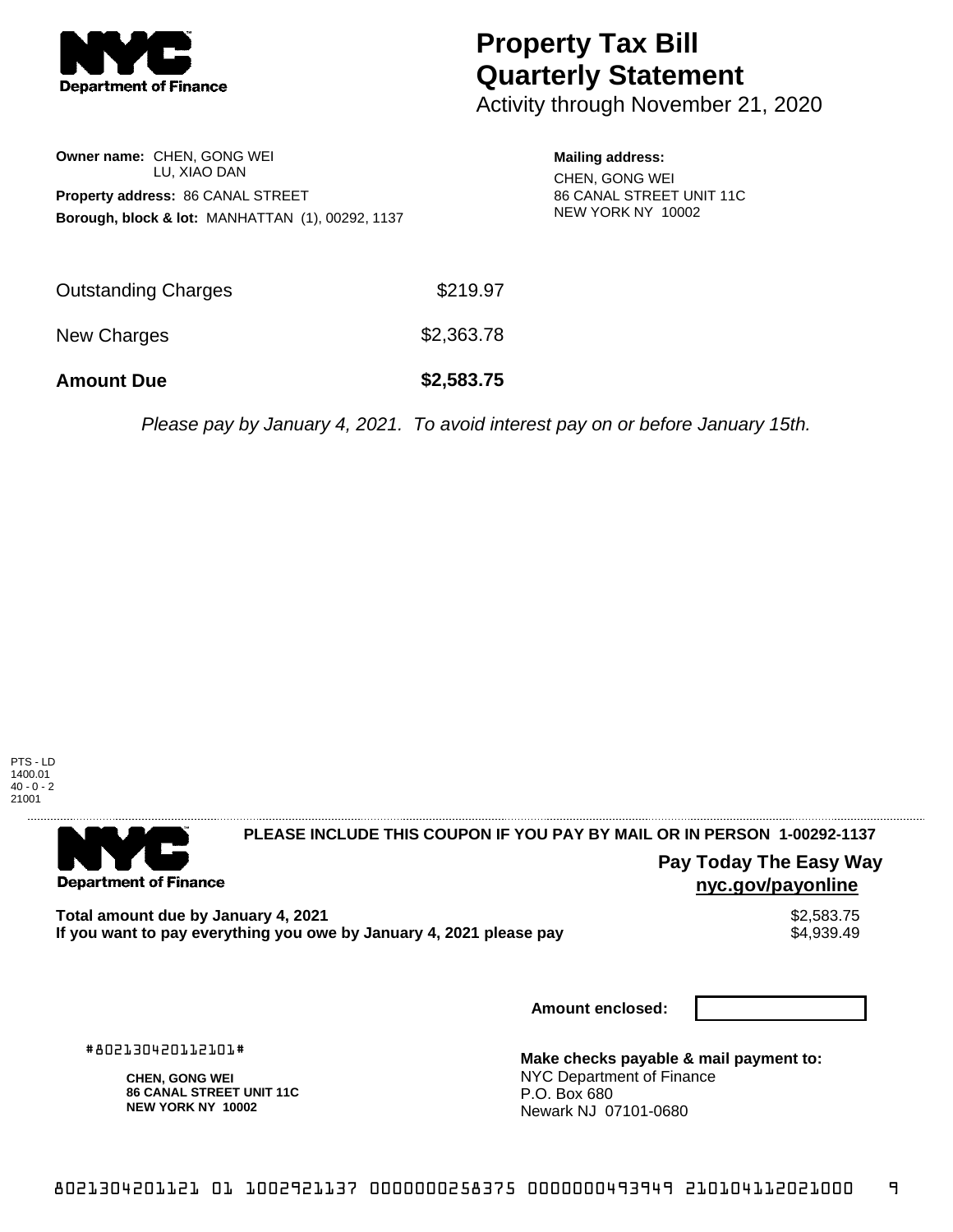# Property Tax Bill Quarterly Statement

Activity through November 21, 2020

**Owner name:** CHEN, GONG WEI
LU, XIAO DAN

**Property address:** 86 CANAL STREET

**Borough, block & lot:** MANHATTAN (1), 00292, 1137

**Mailing address:**
CHEN, GONG WEI
86 CANAL STREET UNIT 11C
NEW YORK NY 10002

| | |
|---|---|
| Outstanding Charges | $219.97 |
| New Charges | $2,363.78 |
| **Amount Due** | **$2,583.75** |

*Please pay by January 4, 2021. To avoid interest pay on or before January 15th.*

PTS - LD
1400.01
40 - 0 - 2
21001

**PLEASE INCLUDE THIS COUPON IF YOU PAY BY MAIL OR IN PERSON 1-00292-1137**

**Pay Today The Easy Way**
**nyc.gov/payonline**

| | |
|---|---|
| **Total amount due by January 4, 2021** | $2,583.75 |
| **If you want to pay everything you owe by January 4, 2021 please pay** | $4,939.49 |

**Amount enclosed:**

#802130420112101#

**CHEN, GONG WEI**
**86 CANAL STREET UNIT 11C**
**NEW YORK NY 10002**

**Make checks payable & mail payment to:**
NYC Department of Finance
P.O. Box 680
Newark NJ 07101-0680

8021304201121 01 1002921137 0000000258375 0000000493949 210104112021000 9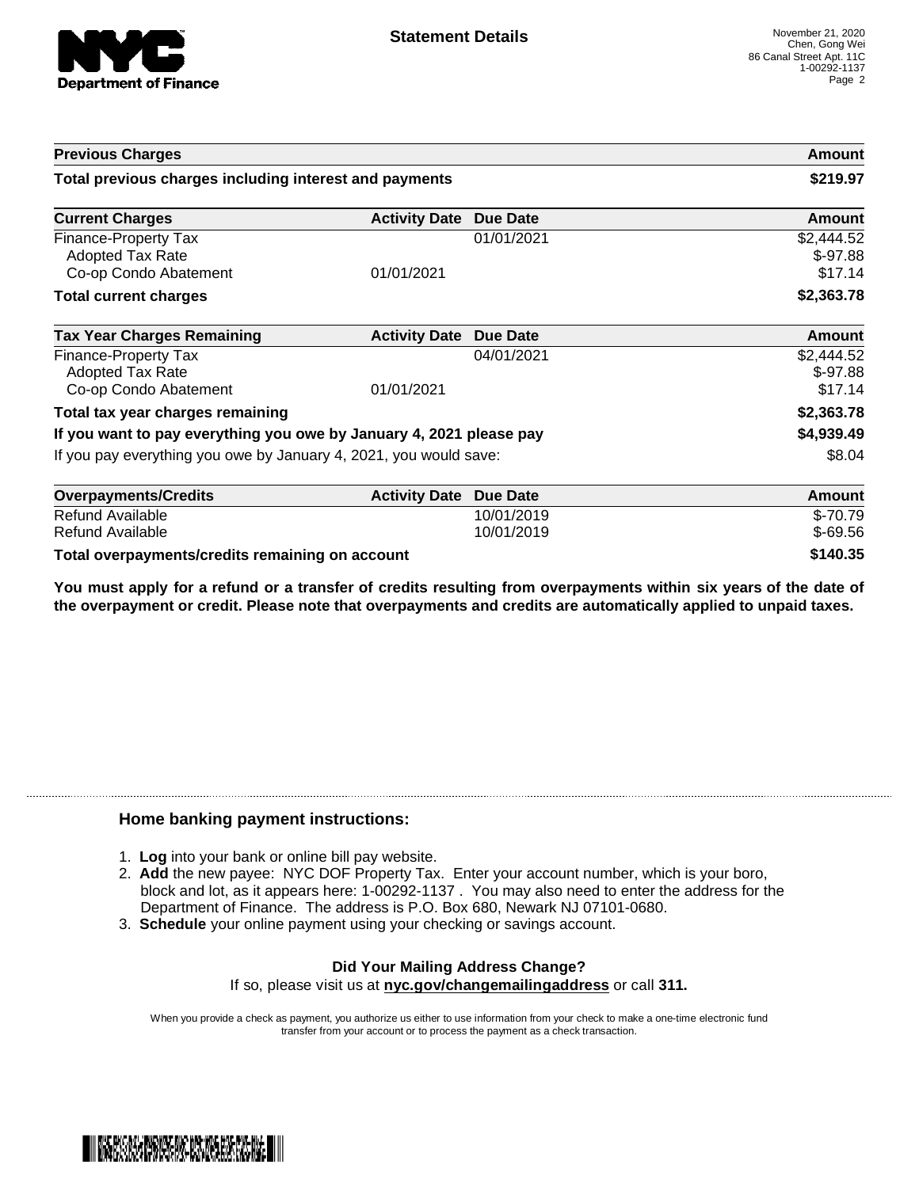**Statement Details**

November 21, 2020
Chen, Gong Wei
86 Canal Street Apt. 11C
1-00292-1137

| Previous Charges | | | Amount |
|---|---|---|---|
| **Total previous charges including interest and payments** | | | **$219.97** |

| Current Charges | Activity Date | Due Date | Amount |
|---|---|---|---|
| Finance-Property Tax | | 01/01/2021 | $2,444.52 |
| Adopted Tax Rate | | | $-97.88 |
| Co-op Condo Abatement | 01/01/2021 | | $17.14 |
| **Total current charges** | | | **$2,363.78** |

| Tax Year Charges Remaining | Activity Date | Due Date | Amount |
|---|---|---|---|
| Finance-Property Tax | | 04/01/2021 | $2,444.52 |
| Adopted Tax Rate | | | $-97.88 |
| Co-op Condo Abatement | 01/01/2021 | | $17.14 |
| **Total tax year charges remaining** | | | **$2,363.78** |
| **If you want to pay everything you owe by January 4, 2021 please pay** | | | **$4,939.49** |
| If you pay everything you owe by January 4, 2021, you would save: | | | $8.04 |

| Overpayments/Credits | Activity Date | Due Date | Amount |
|---|---|---|---|
| Refund Available | | 10/01/2019 | $-70.79 |
| Refund Available | | 10/01/2019 | $-69.56 |
| **Total overpayments/credits remaining on account** | | | **$140.35** |

**You must apply for a refund or a transfer of credits resulting from overpayments within six years of the date of the overpayment or credit. Please note that overpayments and credits are automatically applied to unpaid taxes.**

## Home banking payment instructions:

1. **Log** into your bank or online bill pay website.
2. **Add** the new payee: NYC DOF Property Tax. Enter your account number, which is your boro, block and lot, as it appears here: 1-00292-1137 . You may also need to enter the address for the Department of Finance. The address is P.O. Box 680, Newark NJ 07101-0680.
3. **Schedule** your online payment using your checking or savings account.

**Did Your Mailing Address Change?**

If so, please visit us at **nyc.gov/changemailingaddress** or call **311.**

When you provide a check as payment, you authorize us either to use information from your check to make a one-time electronic fund transfer from your account or to process the payment as a check transaction.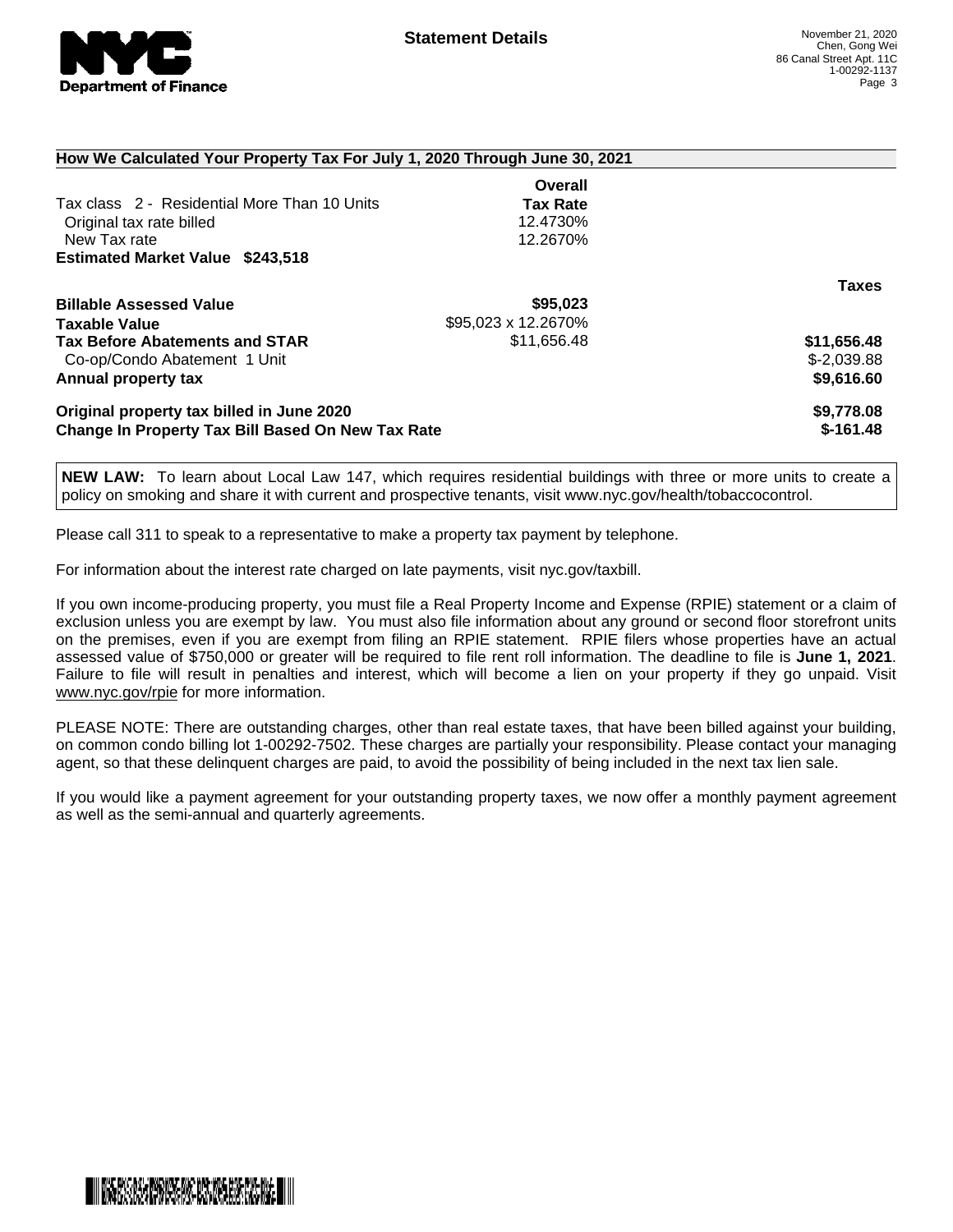## Statement Details

November 21, 2020
Chen, Gong Wei
86 Canal Street Apt. 11C
1-00292-1137

**How We Calculated Your Property Tax For July 1, 2020 Through June 30, 2021**

| | **Overall Tax Rate** | |
|---|---|---|
| Tax class 2 - Residential More Than 10 Units | | |
| Original tax rate billed | 12.4730% | |
| New Tax rate | 12.2670% | |
| **Estimated Market Value $243,518** | | |
| | | **Taxes** |
| **Billable Assessed Value** | **$95,023** | |
| **Taxable Value** | $95,023 x 12.2670% | |
| **Tax Before Abatements and STAR** | $11,656.48 | **$11,656.48** |
| Co-op/Condo Abatement 1 Unit | | $-2,039.88 |
| **Annual property tax** | | **$9,616.60** |
| **Original property tax billed in June 2020** | | **$9,778.08** |
| **Change In Property Tax Bill Based On New Tax Rate** | | **$-161.48** |

**NEW LAW:** To learn about Local Law 147, which requires residential buildings with three or more units to create a policy on smoking and share it with current and prospective tenants, visit www.nyc.gov/health/tobaccocontrol.

Please call 311 to speak to a representative to make a property tax payment by telephone.

For information about the interest rate charged on late payments, visit nyc.gov/taxbill.

If you own income-producing property, you must file a Real Property Income and Expense (RPIE) statement or a claim of exclusion unless you are exempt by law. You must also file information about any ground or second floor storefront units on the premises, even if you are exempt from filing an RPIE statement. RPIE filers whose properties have an actual assessed value of $750,000 or greater will be required to file rent roll information. The deadline to file is **June 1, 2021**. Failure to file will result in penalties and interest, which will become a lien on your property if they go unpaid. Visit www.nyc.gov/rpie for more information.

PLEASE NOTE: There are outstanding charges, other than real estate taxes, that have been billed against your building, on common condo billing lot 1-00292-7502. These charges are partially your responsibility. Please contact your managing agent, so that these delinquent charges are paid, to avoid the possibility of being included in the next tax lien sale.

If you would like a payment agreement for your outstanding property taxes, we now offer a monthly payment agreement as well as the semi-annual and quarterly agreements.